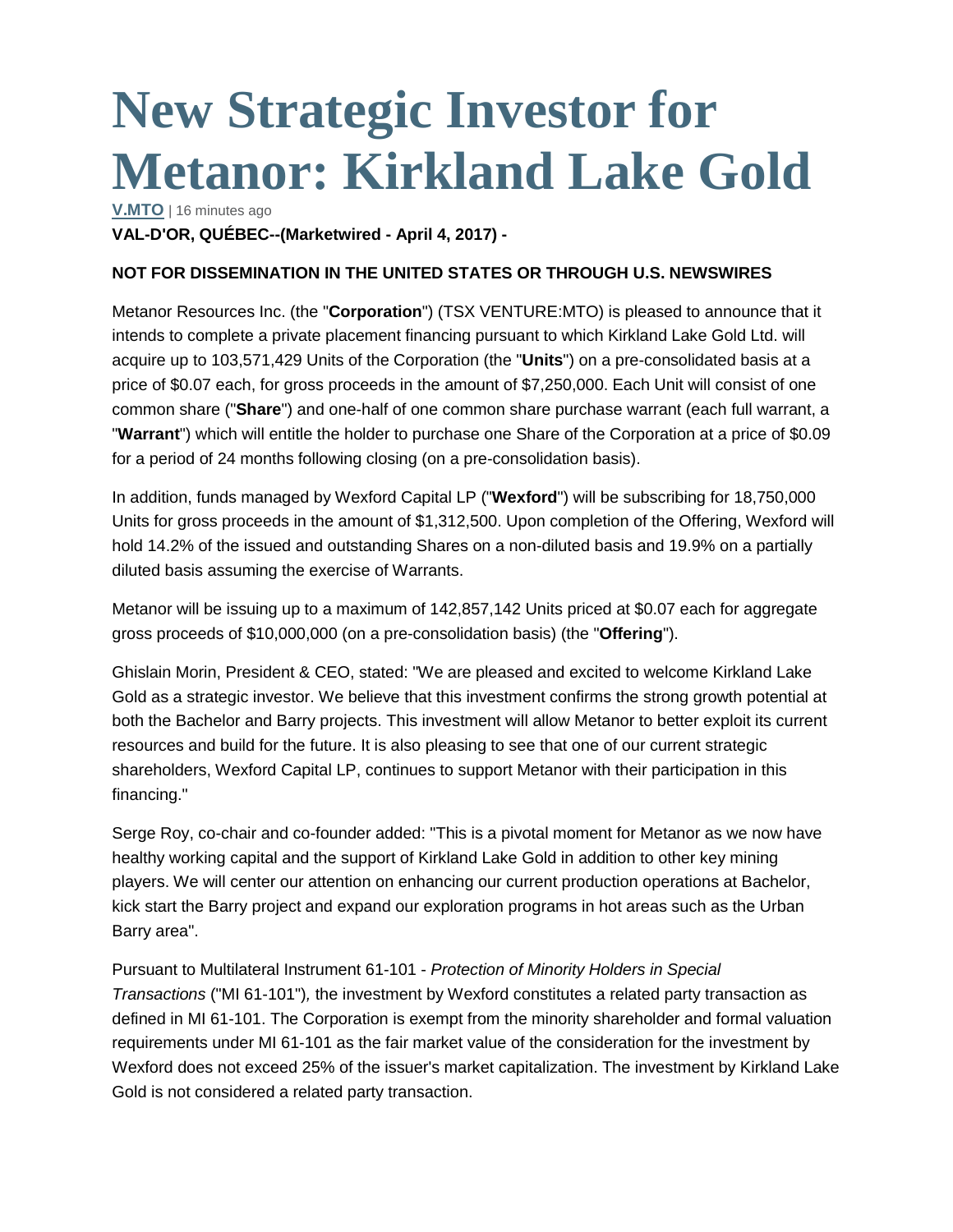# New Strategic Investor for Metanor: Kirkland Lake Gold

**V.MTO** | 16 minutes ago

**VAL-D'OR, QUÉBEC--(Marketwired - April 4, 2017) -**

**NOT FOR DISSEMINATION IN THE UNITED STATES OR THROUGH U.S. NEWSWIRES**

Metanor Resources Inc. (the "**Corporation**") (TSX VENTURE:MTO) is pleased to announce that it intends to complete a private placement financing pursuant to which Kirkland Lake Gold Ltd. will acquire up to 103,571,429 Units of the Corporation (the "**Units**") on a pre-consolidated basis at a price of $0.07 each, for gross proceeds in the amount of $7,250,000. Each Unit will consist of one common share ("**Share**") and one-half of one common share purchase warrant (each full warrant, a "**Warrant**") which will entitle the holder to purchase one Share of the Corporation at a price of $0.09 for a period of 24 months following closing (on a pre-consolidation basis).

In addition, funds managed by Wexford Capital LP ("**Wexford**") will be subscribing for 18,750,000 Units for gross proceeds in the amount of $1,312,500. Upon completion of the Offering, Wexford will hold 14.2% of the issued and outstanding Shares on a non-diluted basis and 19.9% on a partially diluted basis assuming the exercise of Warrants.

Metanor will be issuing up to a maximum of 142,857,142 Units priced at $0.07 each for aggregate gross proceeds of $10,000,000 (on a pre-consolidation basis) (the "**Offering**").

Ghislain Morin, President & CEO, stated: "We are pleased and excited to welcome Kirkland Lake Gold as a strategic investor. We believe that this investment confirms the strong growth potential at both the Bachelor and Barry projects. This investment will allow Metanor to better exploit its current resources and build for the future. It is also pleasing to see that one of our current strategic shareholders, Wexford Capital LP, continues to support Metanor with their participation in this financing."

Serge Roy, co-chair and co-founder added: "This is a pivotal moment for Metanor as we now have healthy working capital and the support of Kirkland Lake Gold in addition to other key mining players. We will center our attention on enhancing our current production operations at Bachelor, kick start the Barry project and expand our exploration programs in hot areas such as the Urban Barry area".

Pursuant to Multilateral Instrument 61-101 - *Protection of Minority Holders in Special Transactions* ("MI 61-101"), the investment by Wexford constitutes a related party transaction as defined in MI 61-101. The Corporation is exempt from the minority shareholder and formal valuation requirements under MI 61-101 as the fair market value of the consideration for the investment by Wexford does not exceed 25% of the issuer's market capitalization. The investment by Kirkland Lake Gold is not considered a related party transaction.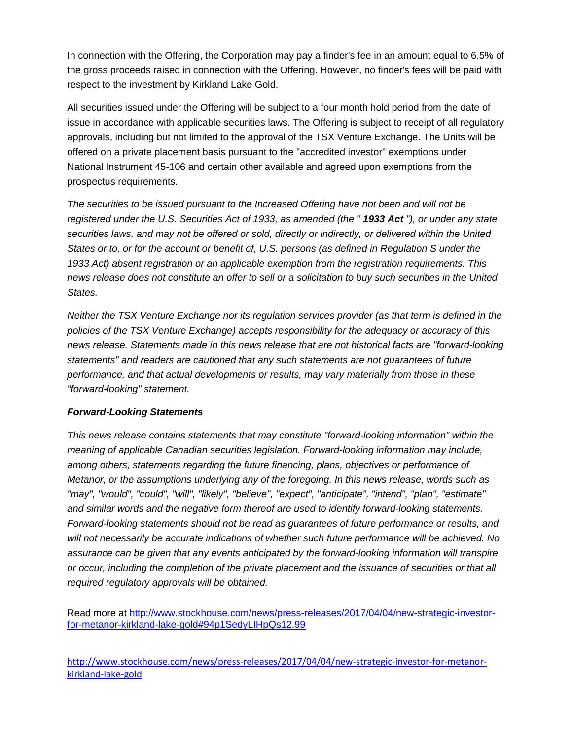In connection with the Offering, the Corporation may pay a finder's fee in an amount equal to 6.5% of the gross proceeds raised in connection with the Offering. However, no finder's fees will be paid with respect to the investment by Kirkland Lake Gold.

All securities issued under the Offering will be subject to a four month hold period from the date of issue in accordance with applicable securities laws. The Offering is subject to receipt of all regulatory approvals, including but not limited to the approval of the TSX Venture Exchange. The Units will be offered on a private placement basis pursuant to the "accredited investor" exemptions under National Instrument 45-106 and certain other available and agreed upon exemptions from the prospectus requirements.

*The securities to be issued pursuant to the Increased Offering have not been and will not be registered under the U.S. Securities Act of 1933, as amended (the "* ***1933 Act*** *"), or under any state securities laws, and may not be offered or sold, directly or indirectly, or delivered within the United States or to, or for the account or benefit of, U.S. persons (as defined in Regulation S under the 1933 Act) absent registration or an applicable exemption from the registration requirements. This news release does not constitute an offer to sell or a solicitation to buy such securities in the United States.*

*Neither the TSX Venture Exchange nor its regulation services provider (as that term is defined in the policies of the TSX Venture Exchange) accepts responsibility for the adequacy or accuracy of this news release. Statements made in this news release that are not historical facts are "forward-looking statements" and readers are cautioned that any such statements are not guarantees of future performance, and that actual developments or results, may vary materially from those in these "forward-looking" statement.*

***Forward-Looking Statements***

*This news release contains statements that may constitute "forward-looking information" within the meaning of applicable Canadian securities legislation. Forward-looking information may include, among others, statements regarding the future financing, plans, objectives or performance of Metanor, or the assumptions underlying any of the foregoing. In this news release, words such as "may", "would", "could", "will", "likely", "believe", "expect", "anticipate", "intend", "plan", "estimate" and similar words and the negative form thereof are used to identify forward-looking statements. Forward-looking statements should not be read as guarantees of future performance or results, and will not necessarily be accurate indications of whether such future performance will be achieved. No assurance can be given that any events anticipated by the forward-looking information will transpire or occur, including the completion of the private placement and the issuance of securities or that all required regulatory approvals will be obtained.*

Read more at [http://www.stockhouse.com/news/press-releases/2017/04/04/new-strategic-investor-for-metanor-kirkland-lake-gold#94p1SedyLIHpQs12.99](http://www.stockhouse.com/news/press-releases/2017/04/04/new-strategic-investor-for-metanor-kirkland-lake-gold#94p1SedyLIHpQs12.99)

[http://www.stockhouse.com/news/press-releases/2017/04/04/new-strategic-investor-for-metanor-kirkland-lake-gold](http://www.stockhouse.com/news/press-releases/2017/04/04/new-strategic-investor-for-metanor-kirkland-lake-gold)